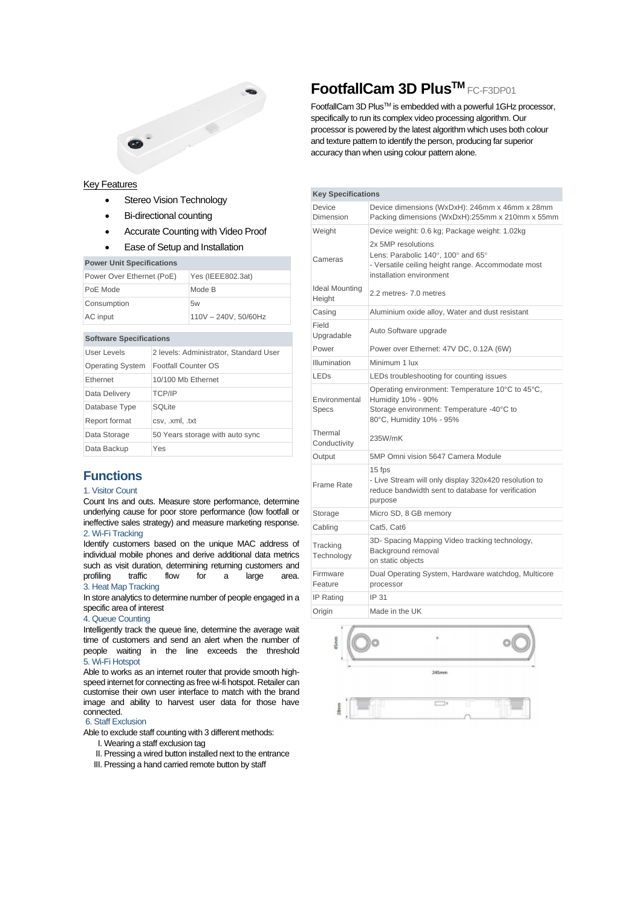# FootfallCam 3D Plus™ FC-F3DP01

FootfallCam 3D Plus™ is embedded with a powerful 1GHz processor, specifically to run its complex video processing algorithm. Our processor is powered by the latest algorithm which uses both colour and texture pattern to identify the person, producing far superior accuracy than when using colour pattern alone.

## Key Features

- Stereo Vision Technology
- Bi-directional counting
- Accurate Counting with Video Proof
- Ease of Setup and Installation

| Power Unit Specifications | |
|---|---|
| Power Over Ethernet (PoE) | Yes (IEEE802.3at) |
| PoE Mode | Mode B |
| Consumption | 5w |
| AC input | 110V – 240V, 50/60Hz |

| Software Specifications | |
|---|---|
| User Levels | 2 levels: Administrator, Standard User |
| Operating System | Footfall Counter OS |
| Ethernet | 10/100 Mb Ethernet |
| Data Delivery | TCP/IP |
| Database Type | SQLite |
| Report format | csv, .xml, .txt |
| Data Storage | 50 Years storage with auto sync |
| Data Backup | Yes |

## Functions

### 1. Visitor Count

Count Ins and outs. Measure store performance, determine underlying cause for poor store performance (low footfall or ineffective sales strategy) and measure marketing response.

### 2. Wi-Fi Tracking

Identify customers based on the unique MAC address of individual mobile phones and derive additional data metrics such as visit duration, determining returning customers and profiling traffic flow for a large area.

### 3. Heat Map Tracking

In store analytics to determine number of people engaged in a specific area of interest

### 4. Queue Counting

Intelligently track the queue line, determine the average wait time of customers and send an alert when the number of people waiting in the line exceeds the threshold

### 5. Wi-Fi Hotspot

Able to works as an internet router that provide smooth high-speed internet for connecting as free wi-fi hotspot. Retailer can customise their own user interface to match with the brand image and ability to harvest user data for those have connected.

### 6. Staff Exclusion

Able to exclude staff counting with 3 different methods:

I. Wearing a staff exclusion tag
II. Pressing a wired button installed next to the entrance
III. Pressing a hand carried remote button by staff

| Key Specifications | |
|---|---|
| Device Dimension | Device dimensions (WxDxH): 246mm x 46mm x 28mm<br>Packing dimensions (WxDxH):255mm x 210mm x 55mm |
| Weight | Device weight: 0.6 kg; Package weight: 1.02kg |
| Cameras | 2x 5MP resolutions<br>Lens: Parabolic 140°, 100° and 65°<br>- Versatile ceiling height range. Accommodate most installation environment |
| Ideal Mounting Height | 2.2 metres- 7.0 metres |
| Casing | Aluminium oxide alloy, Water and dust resistant |
| Field Upgradable | Auto Software upgrade |
| Power | Power over Ethernet: 47V DC, 0.12A (6W) |
| Illumination | Minimum 1 lux |
| LEDs | LEDs troubleshooting for counting issues |
| Environmental Specs | Operating environment: Temperature 10°C to 45°C, Humidity 10% - 90%<br>Storage environment: Temperature -40°C to 80°C, Humidity 10% - 95% |
| Thermal Conductivity | 235W/mK |
| Output | 5MP Omni vision 5647 Camera Module |
| Frame Rate | 15 fps<br>- Live Stream will only display 320x420 resolution to reduce bandwidth sent to database for verification purpose |
| Storage | Micro SD, 8 GB memory |
| Cabling | Cat5, Cat6 |
| Tracking Technology | 3D- Spacing Mapping Video tracking technology, Background removal on static objects |
| Firmware Feature | Dual Operating System, Hardware watchdog, Multicore processor |
| IP Rating | IP 31 |
| Origin | Made in the UK |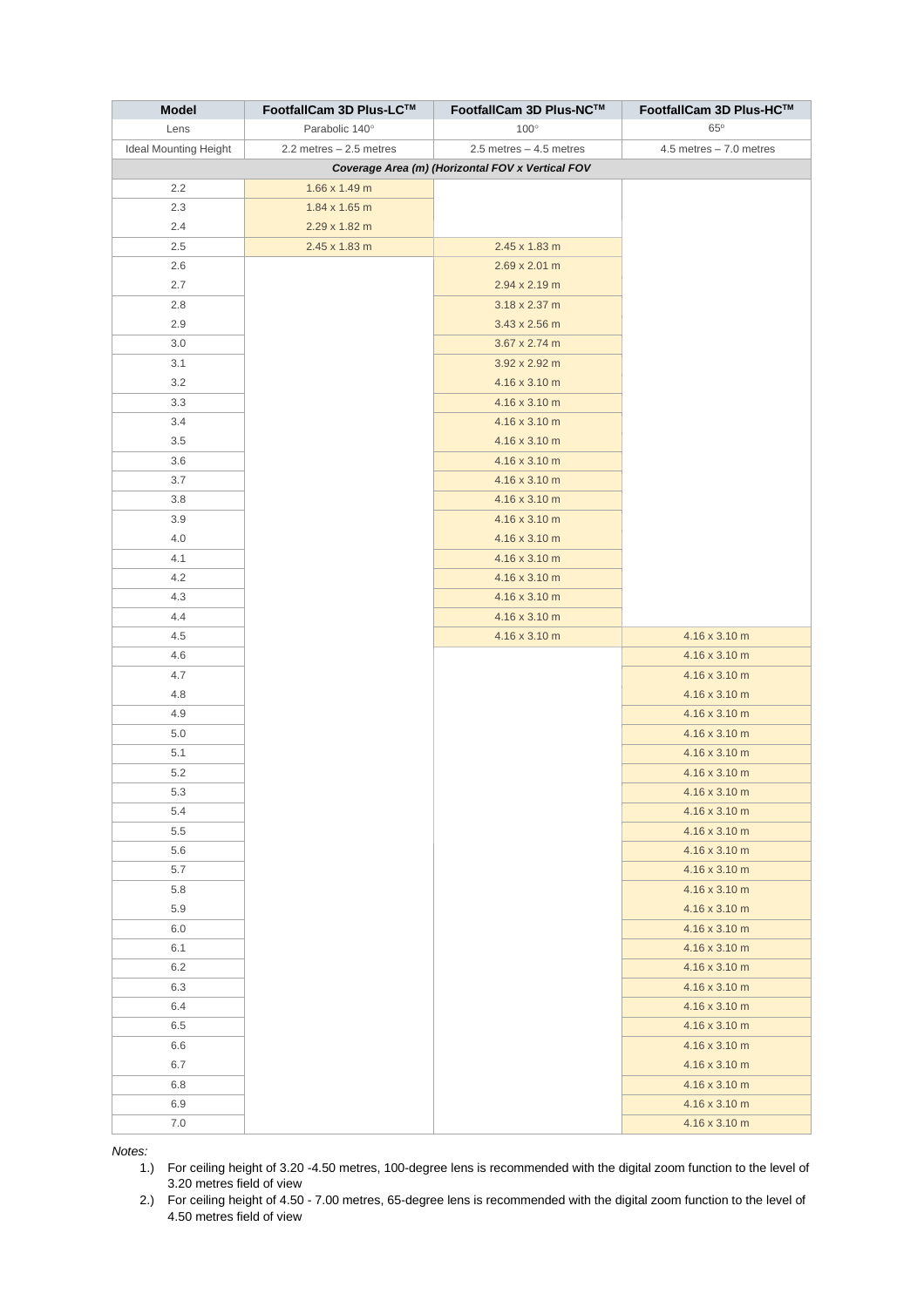| Model | FootfallCam 3D Plus-LC™ | FootfallCam 3D Plus-NC™ | FootfallCam 3D Plus-HC™ |
|---|---|---|---|
| Lens | Parabolic 140° | 100° | 65° |
| Ideal Mounting Height | 2.2 metres – 2.5 metres | 2.5 metres – 4.5 metres | 4.5 metres – 7.0 metres |
| ***Coverage Area (m) (Horizontal FOV x Vertical FOV*** | | | |
| 2.2 | 1.66 x 1.49 m | | |
| 2.3 | 1.84 x 1.65 m | | |
| 2.4 | 2.29 x 1.82 m | | |
| 2.5 | 2.45 x 1.83 m | 2.45 x 1.83 m | |
| 2.6 | | 2.69 x 2.01 m | |
| 2.7 | | 2.94 x 2.19 m | |
| 2.8 | | 3.18 x 2.37 m | |
| 2.9 | | 3.43 x 2.56 m | |
| 3.0 | | 3.67 x 2.74 m | |
| 3.1 | | 3.92 x 2.92 m | |
| 3.2 | | 4.16 x 3.10 m | |
| 3.3 | | 4.16 x 3.10 m | |
| 3.4 | | 4.16 x 3.10 m | |
| 3.5 | | 4.16 x 3.10 m | |
| 3.6 | | 4.16 x 3.10 m | |
| 3.7 | | 4.16 x 3.10 m | |
| 3.8 | | 4.16 x 3.10 m | |
| 3.9 | | 4.16 x 3.10 m | |
| 4.0 | | 4.16 x 3.10 m | |
| 4.1 | | 4.16 x 3.10 m | |
| 4.2 | | 4.16 x 3.10 m | |
| 4.3 | | 4.16 x 3.10 m | |
| 4.4 | | 4.16 x 3.10 m | |
| 4.5 | | 4.16 x 3.10 m | 4.16 x 3.10 m |
| 4.6 | | | 4.16 x 3.10 m |
| 4.7 | | | 4.16 x 3.10 m |
| 4.8 | | | 4.16 x 3.10 m |
| 4.9 | | | 4.16 x 3.10 m |
| 5.0 | | | 4.16 x 3.10 m |
| 5.1 | | | 4.16 x 3.10 m |
| 5.2 | | | 4.16 x 3.10 m |
| 5.3 | | | 4.16 x 3.10 m |
| 5.4 | | | 4.16 x 3.10 m |
| 5.5 | | | 4.16 x 3.10 m |
| 5.6 | | | 4.16 x 3.10 m |
| 5.7 | | | 4.16 x 3.10 m |
| 5.8 | | | 4.16 x 3.10 m |
| 5.9 | | | 4.16 x 3.10 m |
| 6.0 | | | 4.16 x 3.10 m |
| 6.1 | | | 4.16 x 3.10 m |
| 6.2 | | | 4.16 x 3.10 m |
| 6.3 | | | 4.16 x 3.10 m |
| 6.4 | | | 4.16 x 3.10 m |
| 6.5 | | | 4.16 x 3.10 m |
| 6.6 | | | 4.16 x 3.10 m |
| 6.7 | | | 4.16 x 3.10 m |
| 6.8 | | | 4.16 x 3.10 m |
| 6.9 | | | 4.16 x 3.10 m |
| 7.0 | | | 4.16 x 3.10 m |

*Notes:*

1.) For ceiling height of 3.20 -4.50 metres, 100-degree lens is recommended with the digital zoom function to the level of 3.20 metres field of view

2.) For ceiling height of 4.50 - 7.00 metres, 65-degree lens is recommended with the digital zoom function to the level of 4.50 metres field of view